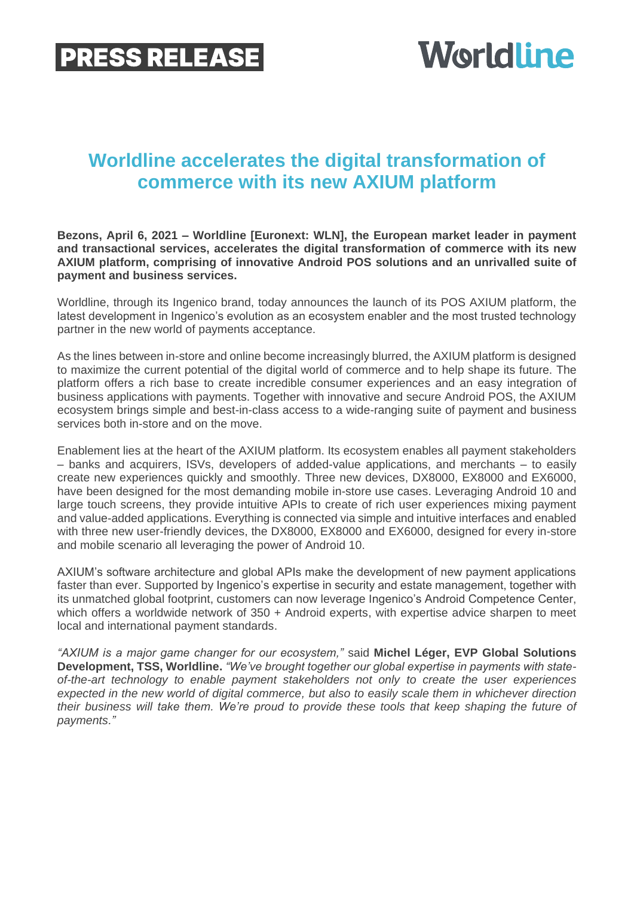PRESS RELEASE

Worldline

# Worldline accelerates the digital transformation of commerce with its new AXIUM platform

**Bezons, April 6, 2021 – Worldline [Euronext: WLN], the European market leader in payment and transactional services, accelerates the digital transformation of commerce with its new AXIUM platform, comprising of innovative Android POS solutions and an unrivalled suite of payment and business services.**

Worldline, through its Ingenico brand, today announces the launch of its POS AXIUM platform, the latest development in Ingenico's evolution as an ecosystem enabler and the most trusted technology partner in the new world of payments acceptance.

As the lines between in-store and online become increasingly blurred, the AXIUM platform is designed to maximize the current potential of the digital world of commerce and to help shape its future. The platform offers a rich base to create incredible consumer experiences and an easy integration of business applications with payments. Together with innovative and secure Android POS, the AXIUM ecosystem brings simple and best-in-class access to a wide-ranging suite of payment and business services both in-store and on the move.

Enablement lies at the heart of the AXIUM platform. Its ecosystem enables all payment stakeholders – banks and acquirers, ISVs, developers of added-value applications, and merchants – to easily create new experiences quickly and smoothly. Three new devices, DX8000, EX8000 and EX6000, have been designed for the most demanding mobile in-store use cases. Leveraging Android 10 and large touch screens, they provide intuitive APIs to create of rich user experiences mixing payment and value-added applications. Everything is connected via simple and intuitive interfaces and enabled with three new user-friendly devices, the DX8000, EX8000 and EX6000, designed for every in-store and mobile scenario all leveraging the power of Android 10.

AXIUM's software architecture and global APIs make the development of new payment applications faster than ever. Supported by Ingenico's expertise in security and estate management, together with its unmatched global footprint, customers can now leverage Ingenico's Android Competence Center, which offers a worldwide network of 350 + Android experts, with expertise advice sharpen to meet local and international payment standards.

*"AXIUM is a major game changer for our ecosystem,"* said **Michel Léger, EVP Global Solutions Development, TSS, Worldline.** *"We've brought together our global expertise in payments with state-of-the-art technology to enable payment stakeholders not only to create the user experiences expected in the new world of digital commerce, but also to easily scale them in whichever direction their business will take them. We're proud to provide these tools that keep shaping the future of payments."*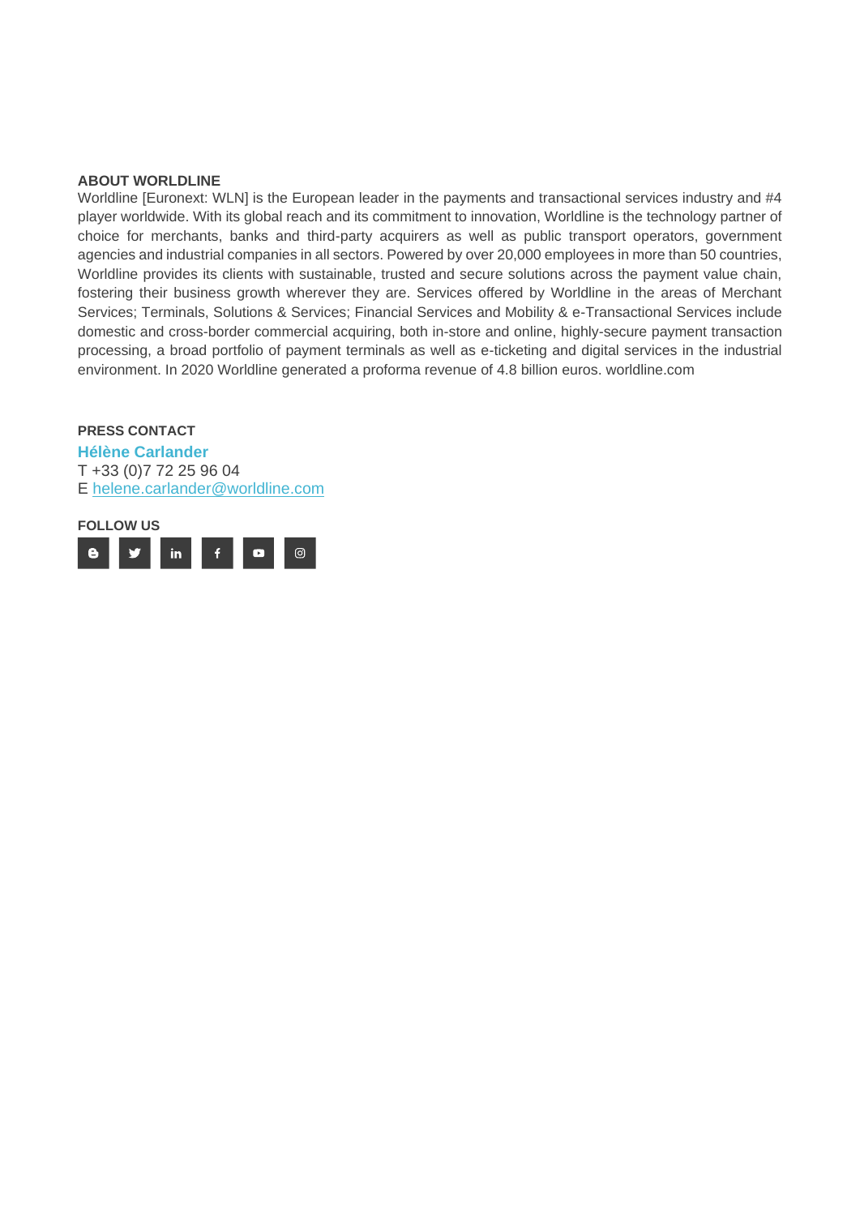**ABOUT WORLDLINE**

Worldline [Euronext: WLN] is the European leader in the payments and transactional services industry and #4 player worldwide. With its global reach and its commitment to innovation, Worldline is the technology partner of choice for merchants, banks and third-party acquirers as well as public transport operators, government agencies and industrial companies in all sectors. Powered by over 20,000 employees in more than 50 countries, Worldline provides its clients with sustainable, trusted and secure solutions across the payment value chain, fostering their business growth wherever they are. Services offered by Worldline in the areas of Merchant Services; Terminals, Solutions & Services; Financial Services and Mobility & e-Transactional Services include domestic and cross-border commercial acquiring, both in-store and online, highly-secure payment transaction processing, a broad portfolio of payment terminals as well as e-ticketing and digital services in the industrial environment. In 2020 Worldline generated a proforma revenue of 4.8 billion euros. worldline.com

**PRESS CONTACT**

**Hélène Carlander**
T +33 (0)7 72 25 96 04
E helene.carlander@worldline.com

**FOLLOW US**